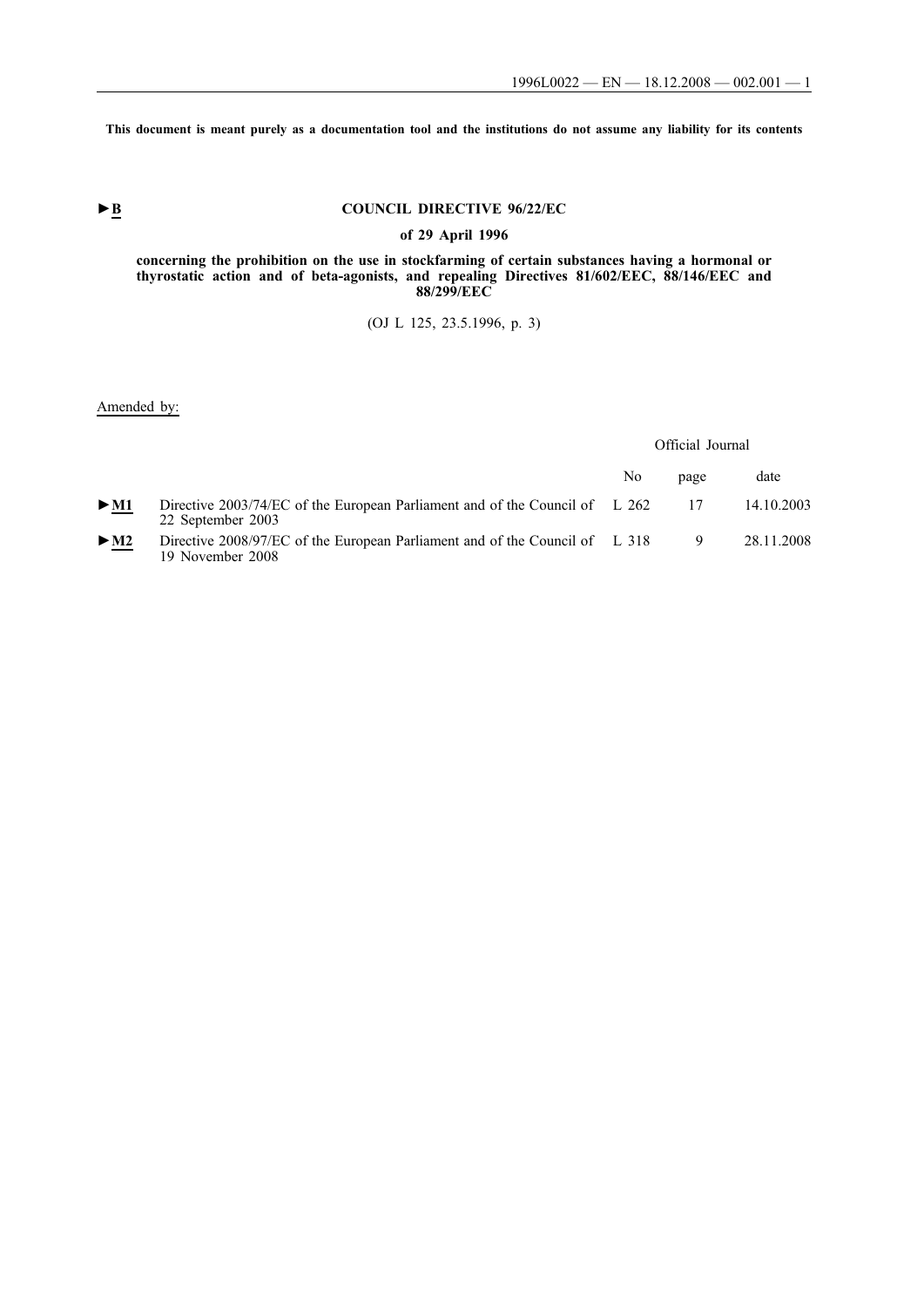This document is meant purely as a documentation tool and the institutions do not assume any liability for its contents

►B

# COUNCIL DIRECTIVE 96/22/EC

## of 29 April 1996

**concerning the prohibition on the use in stockfarming of certain substances having a hormonal or thyrostatic action and of beta-agonists, and repealing Directives 81/602/EEC, 88/146/EEC and 88/299/EEC**

(OJ L 125, 23.5.1996, p. 3)

Amended by:

| | | Official Journal | | |
|---|---|---|---|---|
| | | No | page | date |
| ►M1 | Directive 2003/74/EC of the European Parliament and of the Council of 22 September 2003 | L 262 | 17 | 14.10.2003 |
| ►M2 | Directive 2008/97/EC of the European Parliament and of the Council of 19 November 2008 | L 318 | 9 | 28.11.2008 |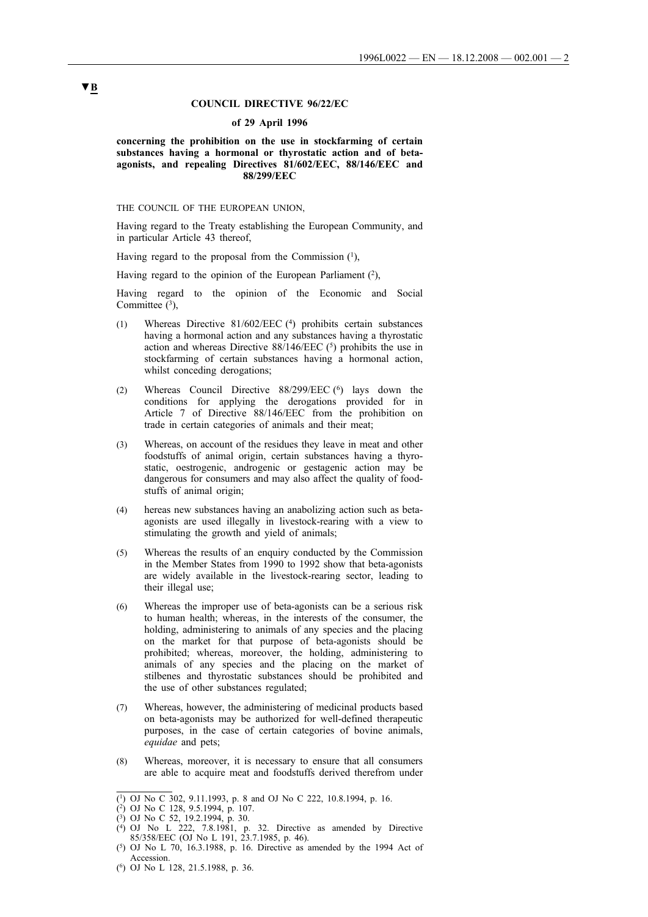▼B

**COUNCIL DIRECTIVE 96/22/EC**

**of 29 April 1996**

**concerning the prohibition on the use in stockfarming of certain substances having a hormonal or thyrostatic action and of beta-agonists, and repealing Directives 81/602/EEC, 88/146/EEC and 88/299/EEC**

THE COUNCIL OF THE EUROPEAN UNION,

Having regard to the Treaty establishing the European Community, and in particular Article 43 thereof,

Having regard to the proposal from the Commission ([1]),

Having regard to the opinion of the European Parliament ([2]),

Having regard to the opinion of the Economic and Social Committee ([3]),

(1) Whereas Directive 81/602/EEC ([4]) prohibits certain substances having a hormonal action and any substances having a thyrostatic action and whereas Directive 88/146/EEC ([5]) prohibits the use in stockfarming of certain substances having a hormonal action, whilst conceding derogations;

(2) Whereas Council Directive 88/299/EEC ([6]) lays down the conditions for applying the derogations provided for in Article 7 of Directive 88/146/EEC from the prohibition on trade in certain categories of animals and their meat;

(3) Whereas, on account of the residues they leave in meat and other foodstuffs of animal origin, certain substances having a thyrostatic, oestrogenic, androgenic or gestagenic action may be dangerous for consumers and may also affect the quality of foodstuffs of animal origin;

(4) hereas new substances having an anabolizing action such as beta-agonists are used illegally in livestock-rearing with a view to stimulating the growth and yield of animals;

(5) Whereas the results of an enquiry conducted by the Commission in the Member States from 1990 to 1992 show that beta-agonists are widely available in the livestock-rearing sector, leading to their illegal use;

(6) Whereas the improper use of beta-agonists can be a serious risk to human health; whereas, in the interests of the consumer, the holding, administering to animals of any species and the placing on the market for that purpose of beta-agonists should be prohibited; whereas, moreover, the holding, administering to animals of any species and the placing on the market of stilbenes and thyrostatic substances should be prohibited and the use of other substances regulated;

(7) Whereas, however, the administering of medicinal products based on beta-agonists may be authorized for well-defined therapeutic purposes, in the case of certain categories of bovine animals, *equidae* and pets;

(8) Whereas, moreover, it is necessary to ensure that all consumers are able to acquire meat and foodstuffs derived therefrom under

---

([1]) OJ No C 302, 9.11.1993, p. 8 and OJ No C 222, 10.8.1994, p. 16.

([2]) OJ No C 128, 9.5.1994, p. 107.

([3]) OJ No C 52, 19.2.1994, p. 30.

([4]) OJ No L 222, 7.8.1981, p. 32. Directive as amended by Directive 85/358/EEC (OJ No L 191, 23.7.1985, p. 46).

([5]) OJ No L 70, 16.3.1988, p. 16. Directive as amended by the 1994 Act of Accession.

([6]) OJ No L 128, 21.5.1988, p. 36.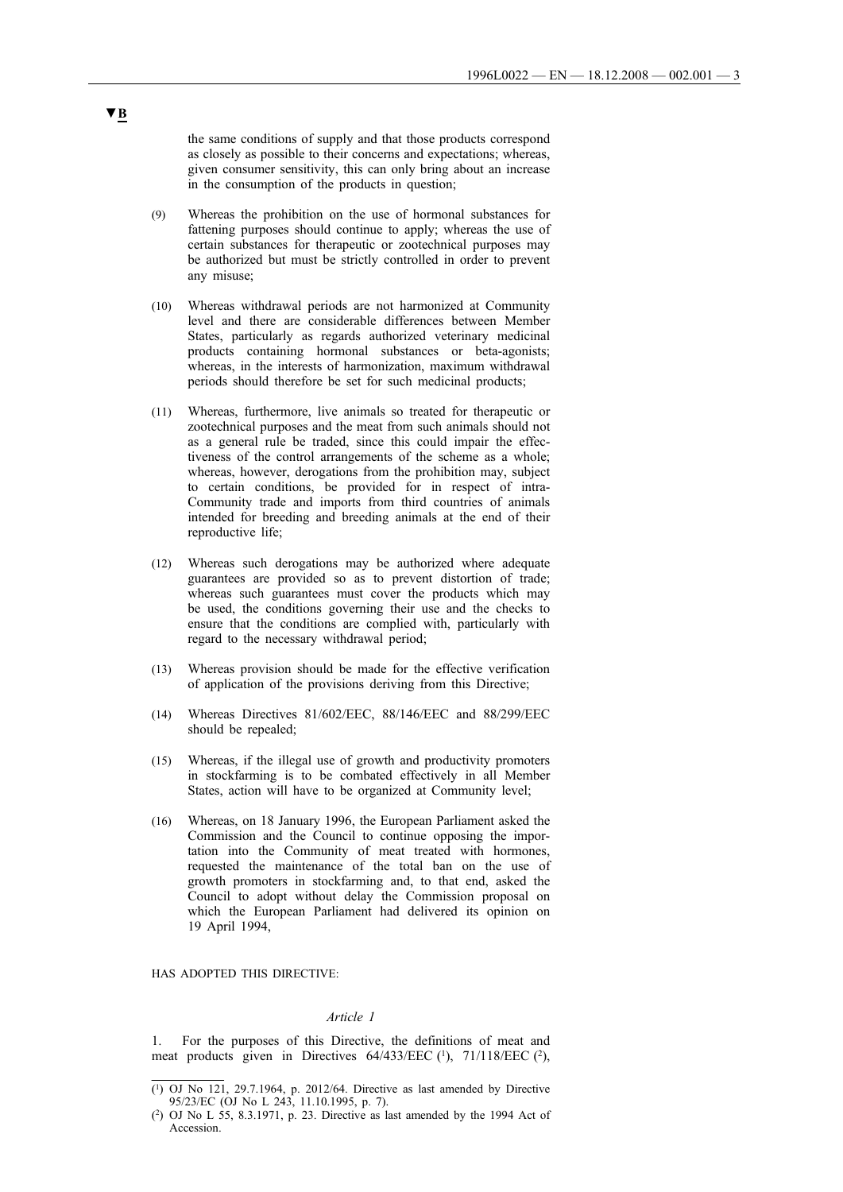▼B

the same conditions of supply and that those products correspond as closely as possible to their concerns and expectations; whereas, given consumer sensitivity, this can only bring about an increase in the consumption of the products in question;

(9) Whereas the prohibition on the use of hormonal substances for fattening purposes should continue to apply; whereas the use of certain substances for therapeutic or zootechnical purposes may be authorized but must be strictly controlled in order to prevent any misuse;

(10) Whereas withdrawal periods are not harmonized at Community level and there are considerable differences between Member States, particularly as regards authorized veterinary medicinal products containing hormonal substances or beta-agonists; whereas, in the interests of harmonization, maximum withdrawal periods should therefore be set for such medicinal products;

(11) Whereas, furthermore, live animals so treated for therapeutic or zootechnical purposes and the meat from such animals should not as a general rule be traded, since this could impair the effectiveness of the control arrangements of the scheme as a whole; whereas, however, derogations from the prohibition may, subject to certain conditions, be provided for in respect of intra-Community trade and imports from third countries of animals intended for breeding and breeding animals at the end of their reproductive life;

(12) Whereas such derogations may be authorized where adequate guarantees are provided so as to prevent distortion of trade; whereas such guarantees must cover the products which may be used, the conditions governing their use and the checks to ensure that the conditions are complied with, particularly with regard to the necessary withdrawal period;

(13) Whereas provision should be made for the effective verification of application of the provisions deriving from this Directive;

(14) Whereas Directives 81/602/EEC, 88/146/EEC and 88/299/EEC should be repealed;

(15) Whereas, if the illegal use of growth and productivity promoters in stockfarming is to be combated effectively in all Member States, action will have to be organized at Community level;

(16) Whereas, on 18 January 1996, the European Parliament asked the Commission and the Council to continue opposing the importation into the Community of meat treated with hormones, requested the maintenance of the total ban on the use of growth promoters in stockfarming and, to that end, asked the Council to adopt without delay the Commission proposal on which the European Parliament had delivered its opinion on 19 April 1994,

HAS ADOPTED THIS DIRECTIVE:

*Article 1*

1. For the purposes of this Directive, the definitions of meat and meat products given in Directives 64/433/EEC [1], 71/118/EEC [2],

---

[1] OJ No 121, 29.7.1964, p. 2012/64. Directive as last amended by Directive 95/23/EC (OJ No L 243, 11.10.1995, p. 7).

[2] OJ No L 55, 8.3.1971, p. 23. Directive as last amended by the 1994 Act of Accession.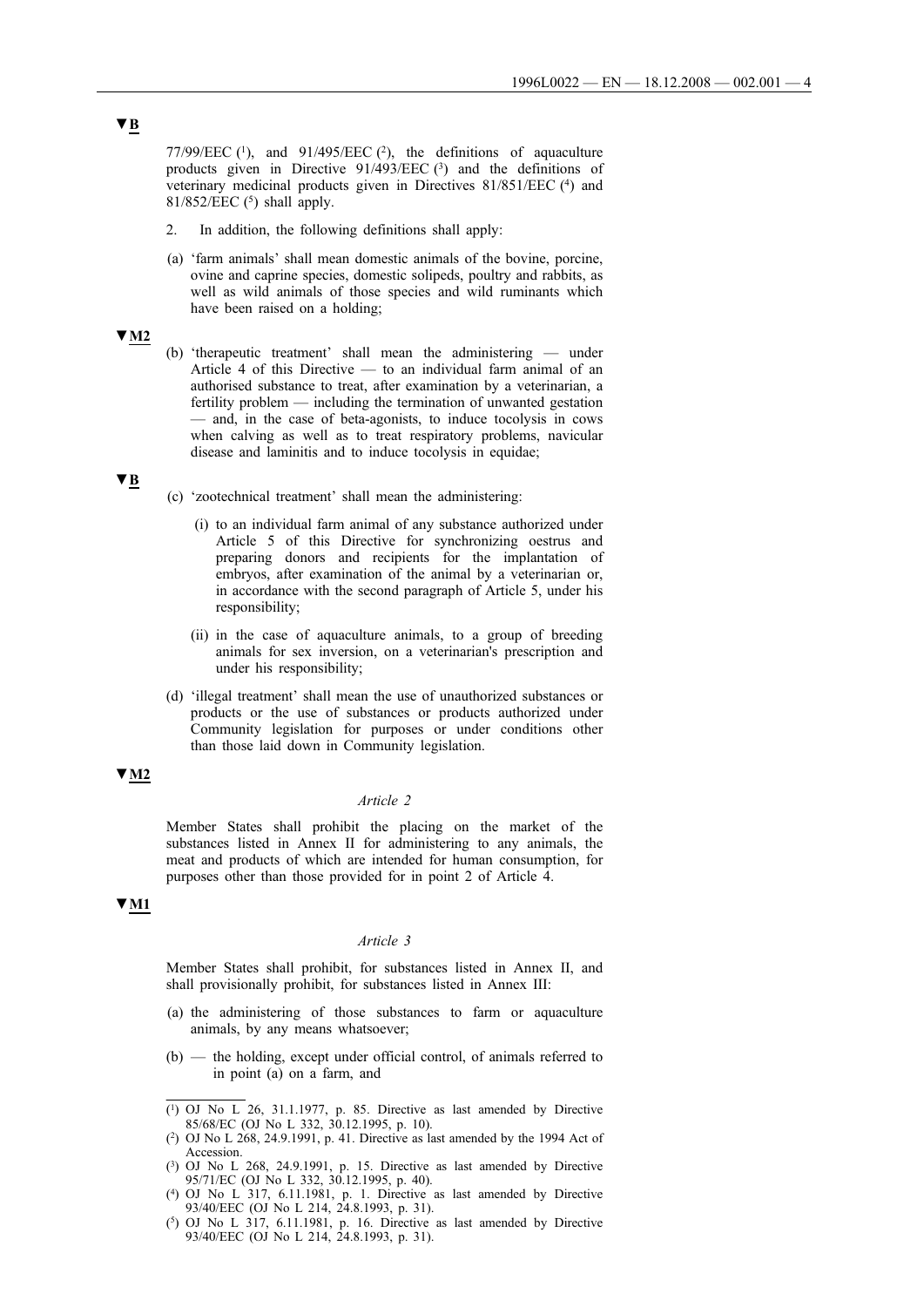▼B

77/99/EEC [1], and 91/495/EEC [2], the definitions of aquaculture products given in Directive 91/493/EEC [3] and the definitions of veterinary medicinal products given in Directives 81/851/EEC [4] and 81/852/EEC [5] shall apply.

2. In addition, the following definitions shall apply:

(a) 'farm animals' shall mean domestic animals of the bovine, porcine, ovine and caprine species, domestic solipeds, poultry and rabbits, as well as wild animals of those species and wild ruminants which have been raised on a holding;

▼M2

(b) 'therapeutic treatment' shall mean the administering — under Article 4 of this Directive — to an individual farm animal of an authorised substance to treat, after examination by a veterinarian, a fertility problem — including the termination of unwanted gestation — and, in the case of beta-agonists, to induce tocolysis in cows when calving as well as to treat respiratory problems, navicular disease and laminitis and to induce tocolysis in equidae;

▼B

(c) 'zootechnical treatment' shall mean the administering:

(i) to an individual farm animal of any substance authorized under Article 5 of this Directive for synchronizing oestrus and preparing donors and recipients for the implantation of embryos, after examination of the animal by a veterinarian or, in accordance with the second paragraph of Article 5, under his responsibility;

(ii) in the case of aquaculture animals, to a group of breeding animals for sex inversion, on a veterinarian's prescription and under his responsibility;

(d) 'illegal treatment' shall mean the use of unauthorized substances or products or the use of substances or products authorized under Community legislation for purposes or under conditions other than those laid down in Community legislation.

▼M2

*Article 2*

Member States shall prohibit the placing on the market of the substances listed in Annex II for administering to any animals, the meat and products of which are intended for human consumption, for purposes other than those provided for in point 2 of Article 4.

▼M1

*Article 3*

Member States shall prohibit, for substances listed in Annex II, and shall provisionally prohibit, for substances listed in Annex III:

(a) the administering of those substances to farm or aquaculture animals, by any means whatsoever;

(b) — the holding, except under official control, of animals referred to in point (a) on a farm, and

---

[1] OJ No L 26, 31.1.1977, p. 85. Directive as last amended by Directive 85/68/EC (OJ No L 332, 30.12.1995, p. 10).

[2] OJ No L 268, 24.9.1991, p. 41. Directive as last amended by the 1994 Act of Accession.

[3] OJ No L 268, 24.9.1991, p. 15. Directive as last amended by Directive 95/71/EC (OJ No L 332, 30.12.1995, p. 40).

[4] OJ No L 317, 6.11.1981, p. 1. Directive as last amended by Directive 93/40/EEC (OJ No L 214, 24.8.1993, p. 31).

[5] OJ No L 317, 6.11.1981, p. 16. Directive as last amended by Directive 93/40/EEC (OJ No L 214, 24.8.1993, p. 31).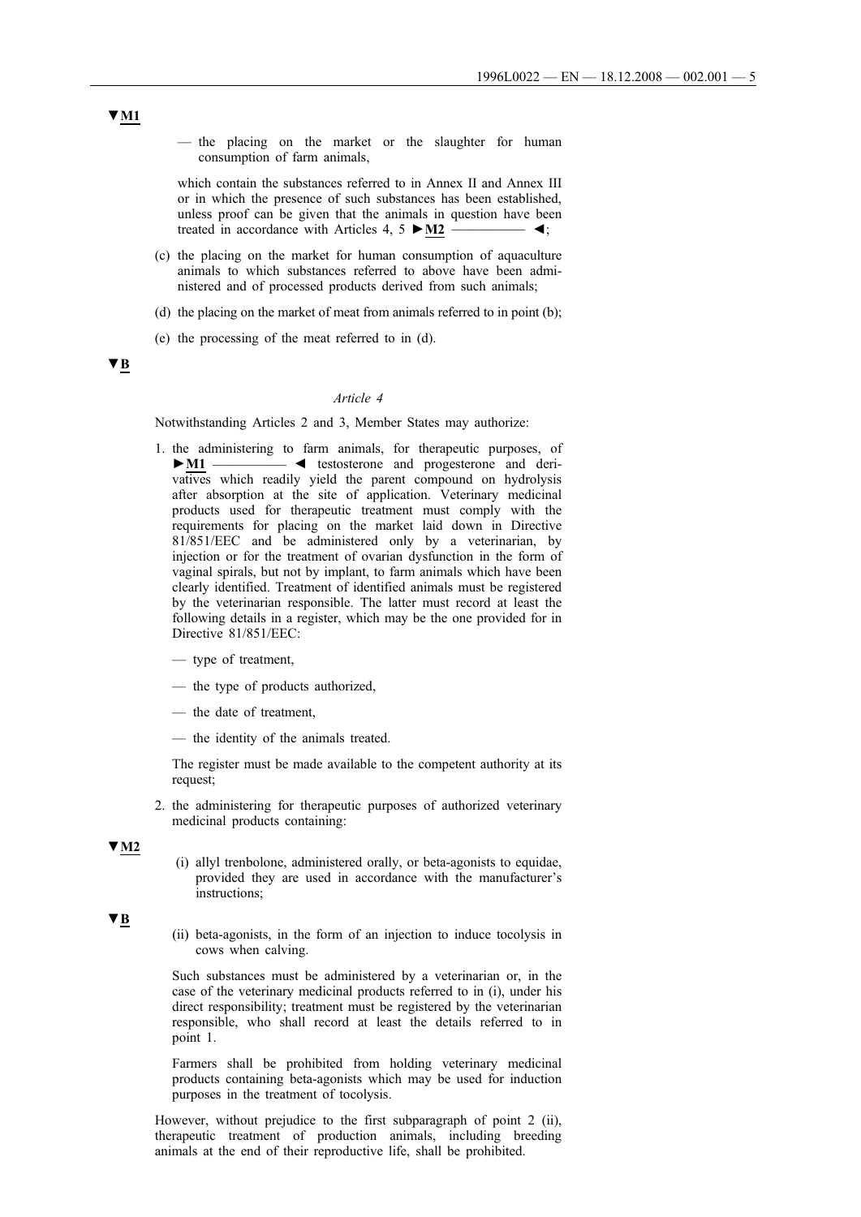▼M1

— the placing on the market or the slaughter for human consumption of farm animals,

which contain the substances referred to in Annex II and Annex III or in which the presence of such substances has been established, unless proof can be given that the animals in question have been treated in accordance with Articles 4, 5 ►M2 ————— ◄;

(c) the placing on the market for human consumption of aquaculture animals to which substances referred to above have been administered and of processed products derived from such animals;

(d) the placing on the market of meat from animals referred to in point (b);

(e) the processing of the meat referred to in (d).

▼B

*Article 4*

Notwithstanding Articles 2 and 3, Member States may authorize:

1. the administering to farm animals, for therapeutic purposes, of ►M1 ————— ◄ testosterone and progesterone and derivatives which readily yield the parent compound on hydrolysis after absorption at the site of application. Veterinary medicinal products used for therapeutic treatment must comply with the requirements for placing on the market laid down in Directive 81/851/EEC and be administered only by a veterinarian, by injection or for the treatment of ovarian dysfunction in the form of vaginal spirals, but not by implant, to farm animals which have been clearly identified. Treatment of identified animals must be registered by the veterinarian responsible. The latter must record at least the following details in a register, which may be the one provided for in Directive 81/851/EEC:

   — type of treatment,

   — the type of products authorized,

   — the date of treatment,

   — the identity of the animals treated.

   The register must be made available to the competent authority at its request;

2. the administering for therapeutic purposes of authorized veterinary medicinal products containing:

▼M2

   (i) allyl trenbolone, administered orally, or beta-agonists to equidae, provided they are used in accordance with the manufacturer's instructions;

▼B

   (ii) beta-agonists, in the form of an injection to induce tocolysis in cows when calving.

   Such substances must be administered by a veterinarian or, in the case of the veterinary medicinal products referred to in (i), under his direct responsibility; treatment must be registered by the veterinarian responsible, who shall record at least the details referred to in point 1.

   Farmers shall be prohibited from holding veterinary medicinal products containing beta-agonists which may be used for induction purposes in the treatment of tocolysis.

However, without prejudice to the first subparagraph of point 2 (ii), therapeutic treatment of production animals, including breeding animals at the end of their reproductive life, shall be prohibited.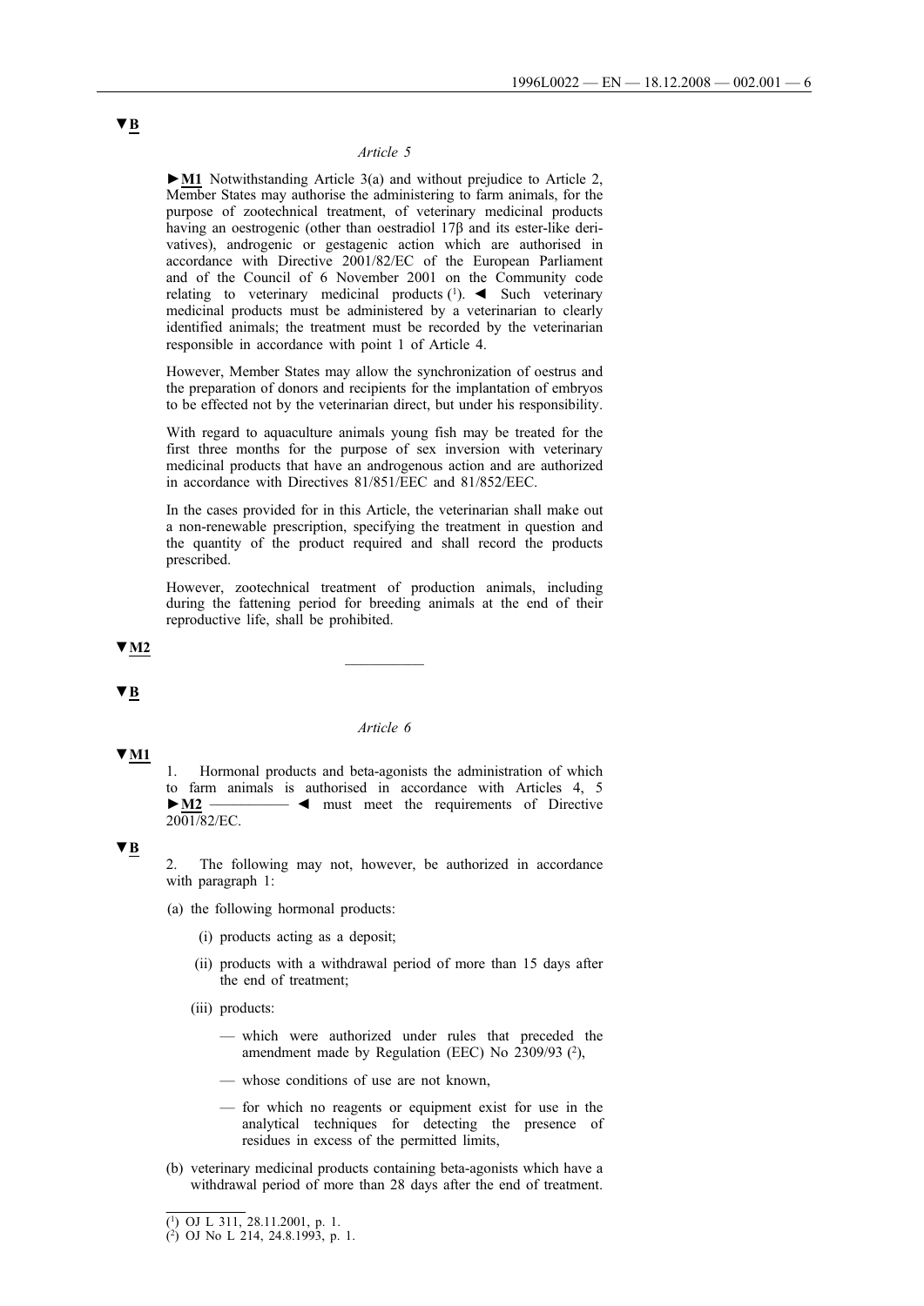▼B

*Article 5*

►M1 Notwithstanding Article 3(a) and without prejudice to Article 2, Member States may authorise the administering to farm animals, for the purpose of zootechnical treatment, of veterinary medicinal products having an oestrogenic (other than oestradiol 17β and its ester-like derivatives), androgenic or gestagenic action which are authorised in accordance with Directive 2001/82/EC of the European Parliament and of the Council of 6 November 2001 on the Community code relating to veterinary medicinal products [1]. ◄ Such veterinary medicinal products must be administered by a veterinarian to clearly identified animals; the treatment must be recorded by the veterinarian responsible in accordance with point 1 of Article 4.

However, Member States may allow the synchronization of oestrus and the preparation of donors and recipients for the implantation of embryos to be effected not by the veterinarian direct, but under his responsibility.

With regard to aquaculture animals young fish may be treated for the first three months for the purpose of sex inversion with veterinary medicinal products that have an androgenous action and are authorized in accordance with Directives 81/851/EEC and 81/852/EEC.

In the cases provided for in this Article, the veterinarian shall make out a non-renewable prescription, specifying the treatment in question and the quantity of the product required and shall record the products prescribed.

However, zootechnical treatment of production animals, including during the fattening period for breeding animals at the end of their reproductive life, shall be prohibited.

▼M2

————

▼B

*Article 6*

▼M1

1. Hormonal products and beta-agonists the administration of which to farm animals is authorised in accordance with Articles 4, 5 ►M2 ———— ◄ must meet the requirements of Directive 2001/82/EC.

▼B

2. The following may not, however, be authorized in accordance with paragraph 1:

(a) the following hormonal products:

   (i) products acting as a deposit;

   (ii) products with a withdrawal period of more than 15 days after the end of treatment;

   (iii) products:

   — which were authorized under rules that preceded the amendment made by Regulation (EEC) No 2309/93 [2],

   — whose conditions of use are not known,

   — for which no reagents or equipment exist for use in the analytical techniques for detecting the presence of residues in excess of the permitted limits,

(b) veterinary medicinal products containing beta-agonists which have a withdrawal period of more than 28 days after the end of treatment.

---

[1] OJ L 311, 28.11.2001, p. 1.

[2] OJ No L 214, 24.8.1993, p. 1.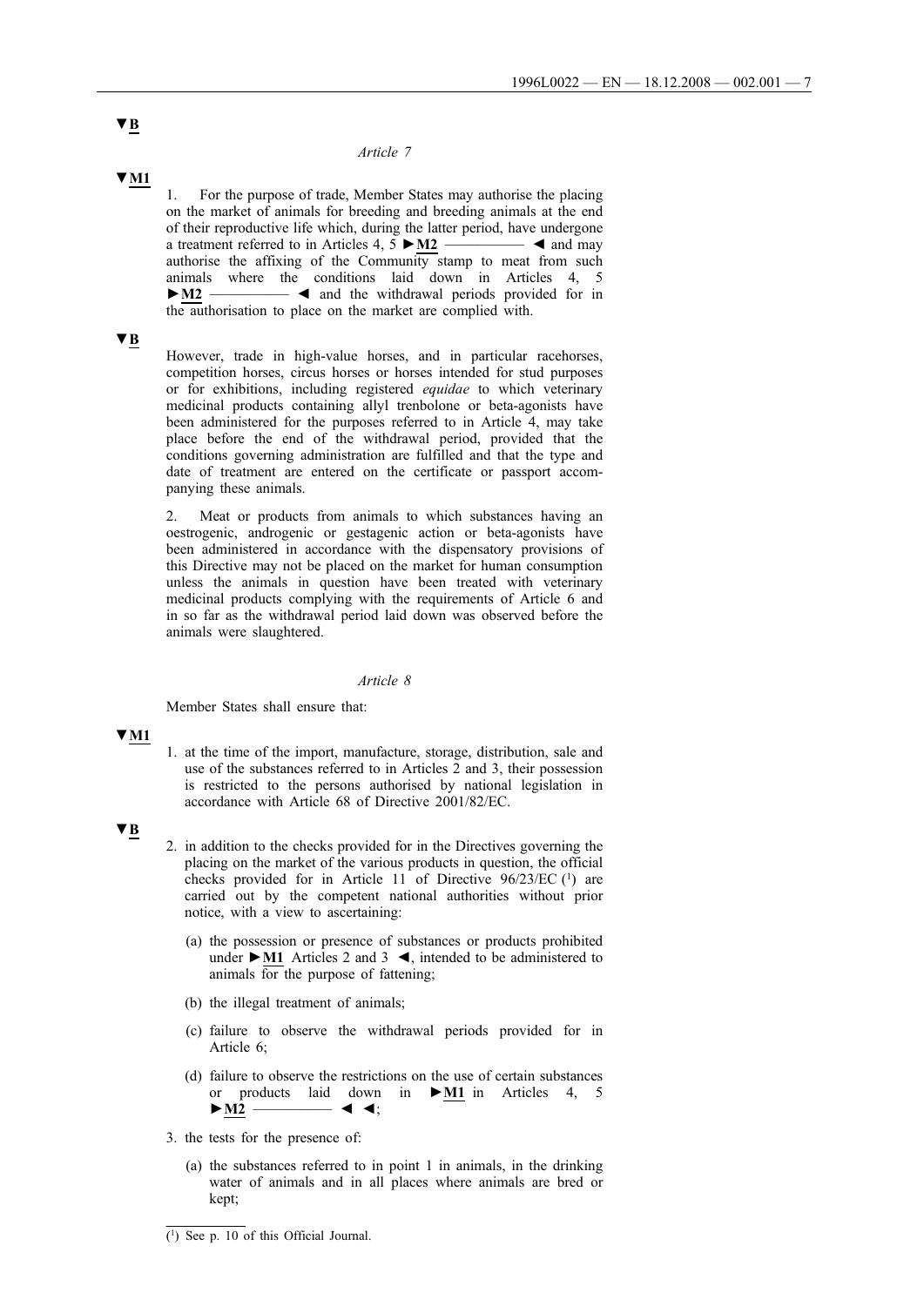▼B

*Article 7*

▼M1

1. For the purpose of trade, Member States may authorise the placing on the market of animals for breeding and breeding animals at the end of their reproductive life which, during the latter period, have undergone a treatment referred to in Articles 4, 5 ►M2 ————— ◄ and may authorise the affixing of the Community stamp to meat from such animals where the conditions laid down in Articles 4, 5 ►M2 ————— ◄ and the withdrawal periods provided for in the authorisation to place on the market are complied with.

▼B

However, trade in high-value horses, and in particular racehorses, competition horses, circus horses or horses intended for stud purposes or for exhibitions, including registered *equidae* to which veterinary medicinal products containing allyl trenbolone or beta-agonists have been administered for the purposes referred to in Article 4, may take place before the end of the withdrawal period, provided that the conditions governing administration are fulfilled and that the type and date of treatment are entered on the certificate or passport accompanying these animals.

2. Meat or products from animals to which substances having an oestrogenic, androgenic or gestagenic action or beta-agonists have been administered in accordance with the dispensatory provisions of this Directive may not be placed on the market for human consumption unless the animals in question have been treated with veterinary medicinal products complying with the requirements of Article 6 and in so far as the withdrawal period laid down was observed before the animals were slaughtered.

*Article 8*

Member States shall ensure that:

▼M1

1. at the time of the import, manufacture, storage, distribution, sale and use of the substances referred to in Articles 2 and 3, their possession is restricted to the persons authorised by national legislation in accordance with Article 68 of Directive 2001/82/EC.

▼B

2. in addition to the checks provided for in the Directives governing the placing on the market of the various products in question, the official checks provided for in Article 11 of Directive 96/23/EC [1] are carried out by the competent national authorities without prior notice, with a view to ascertaining:

   (a) the possession or presence of substances or products prohibited under ►M1 Articles 2 and 3 ◄, intended to be administered to animals for the purpose of fattening;

   (b) the illegal treatment of animals;

   (c) failure to observe the withdrawal periods provided for in Article 6;

   (d) failure to observe the restrictions on the use of certain substances or products laid down in ►M1 in Articles 4, 5 ►M2 ————— ◄ ◄;

3. the tests for the presence of:

   (a) the substances referred to in point 1 in animals, in the drinking water of animals and in all places where animals are bred or kept;

---

[1] See p. 10 of this Official Journal.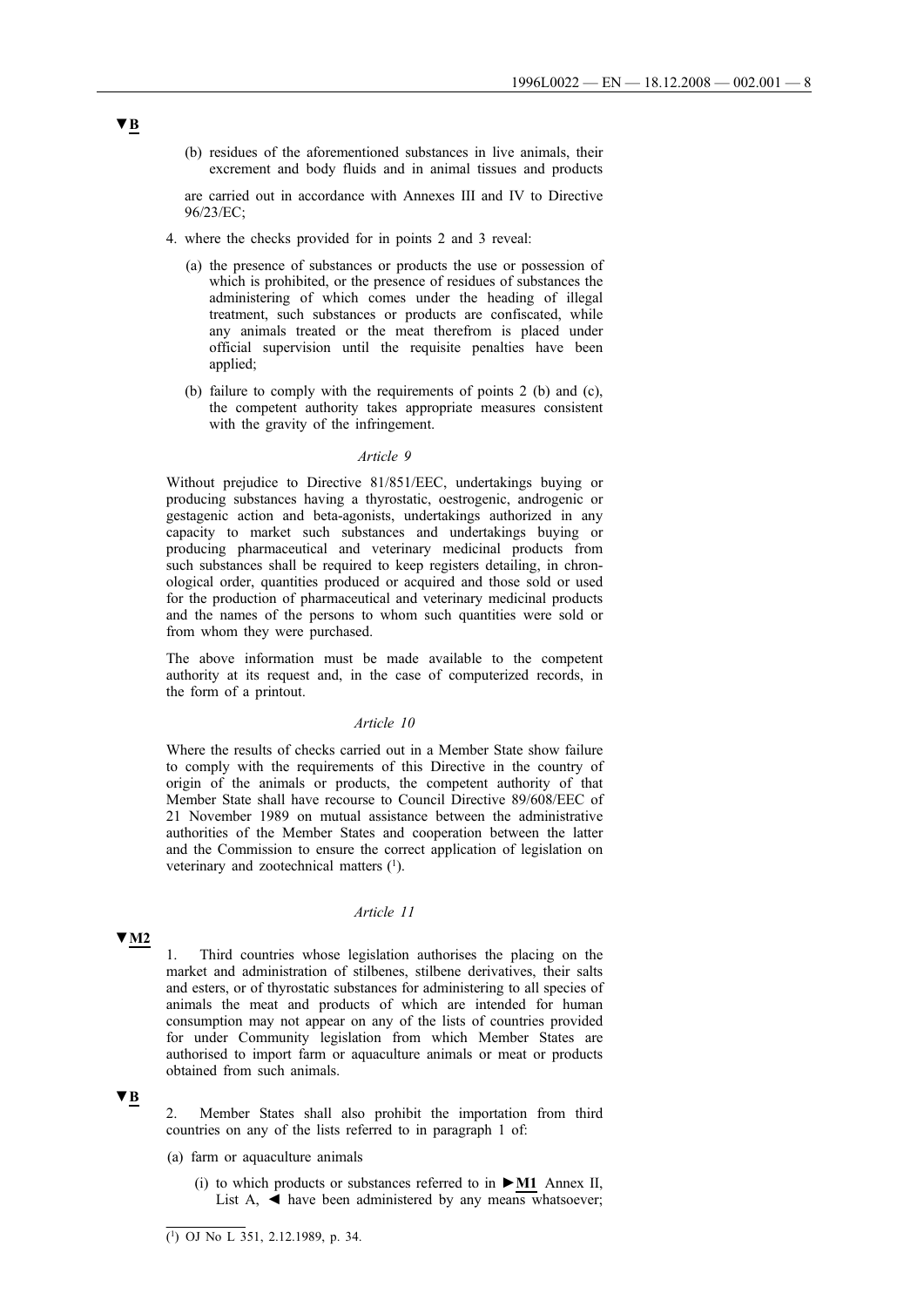▼B

(b) residues of the aforementioned substances in live animals, their excrement and body fluids and in animal tissues and products

are carried out in accordance with Annexes III and IV to Directive 96/23/EC;

4. where the checks provided for in points 2 and 3 reveal:

   (a) the presence of substances or products the use or possession of which is prohibited, or the presence of residues of substances the administering of which comes under the heading of illegal treatment, such substances or products are confiscated, while any animals treated or the meat therefrom is placed under official supervision until the requisite penalties have been applied;

   (b) failure to comply with the requirements of points 2 (b) and (c), the competent authority takes appropriate measures consistent with the gravity of the infringement.

*Article 9*

Without prejudice to Directive 81/851/EEC, undertakings buying or producing substances having a thyrostatic, oestrogenic, androgenic or gestagenic action and beta-agonists, undertakings authorized in any capacity to market such substances and undertakings buying or producing pharmaceutical and veterinary medicinal products from such substances shall be required to keep registers detailing, in chronological order, quantities produced or acquired and those sold or used for the production of pharmaceutical and veterinary medicinal products and the names of the persons to whom such quantities were sold or from whom they were purchased.

The above information must be made available to the competent authority at its request and, in the case of computerized records, in the form of a printout.

*Article 10*

Where the results of checks carried out in a Member State show failure to comply with the requirements of this Directive in the country of origin of the animals or products, the competent authority of that Member State shall have recourse to Council Directive 89/608/EEC of 21 November 1989 on mutual assistance between the administrative authorities of the Member States and cooperation between the latter and the Commission to ensure the correct application of legislation on veterinary and zootechnical matters [1].

*Article 11*

▼M2

1. Third countries whose legislation authorises the placing on the market and administration of stilbenes, stilbene derivatives, their salts and esters, or of thyrostatic substances for administering to all species of animals the meat and products of which are intended for human consumption may not appear on any of the lists of countries provided for under Community legislation from which Member States are authorised to import farm or aquaculture animals or meat or products obtained from such animals.

▼B

2. Member States shall also prohibit the importation from third countries on any of the lists referred to in paragraph 1 of:

(a) farm or aquaculture animals

   (i) to which products or substances referred to in ►M1 Annex II, List A, ◄ have been administered by any means whatsoever;

---

[1] OJ No L 351, 2.12.1989, p. 34.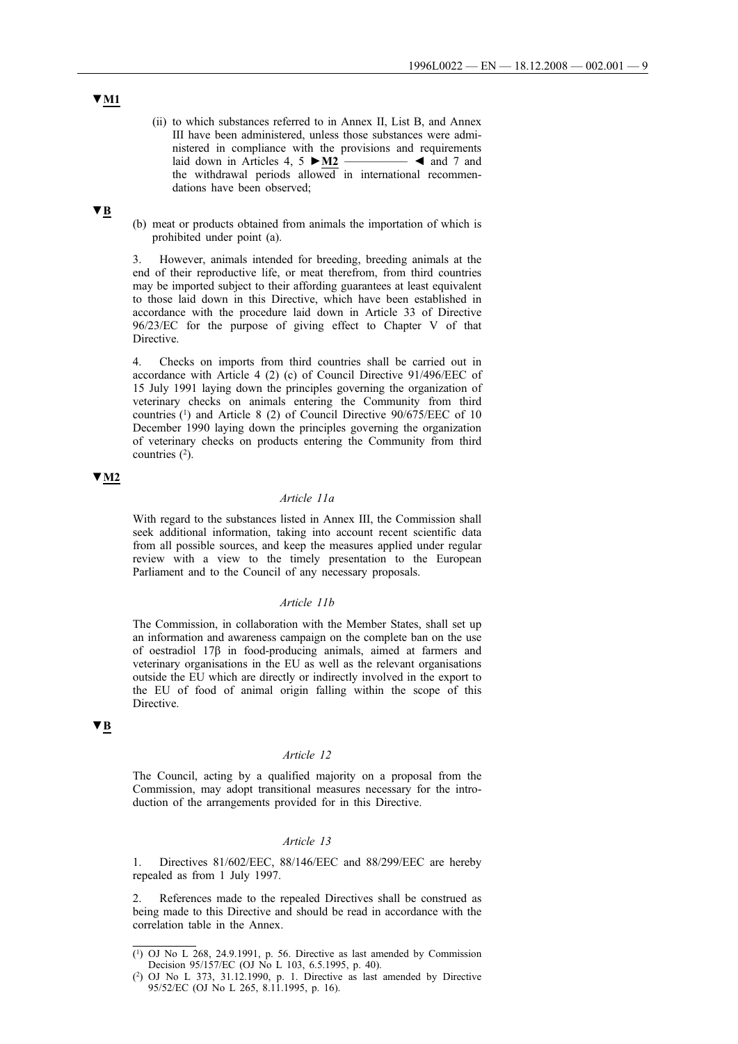▼M1

(ii) to which substances referred to in Annex II, List B, and Annex III have been administered, unless those substances were administered in compliance with the provisions and requirements laid down in Articles 4, 5 ►M2 ————— ◄ and 7 and the withdrawal periods allowed in international recommendations have been observed;

▼B

(b) meat or products obtained from animals the importation of which is prohibited under point (a).

3. However, animals intended for breeding, breeding animals at the end of their reproductive life, or meat therefrom, from third countries may be imported subject to their affording guarantees at least equivalent to those laid down in this Directive, which have been established in accordance with the procedure laid down in Article 33 of Directive 96/23/EC for the purpose of giving effect to Chapter V of that Directive.

4. Checks on imports from third countries shall be carried out in accordance with Article 4 (2) (c) of Council Directive 91/496/EEC of 15 July 1991 laying down the principles governing the organization of veterinary checks on animals entering the Community from third countries [1] and Article 8 (2) of Council Directive 90/675/EEC of 10 December 1990 laying down the principles governing the organization of veterinary checks on products entering the Community from third countries [2].

▼M2

*Article 11a*

With regard to the substances listed in Annex III, the Commission shall seek additional information, taking into account recent scientific data from all possible sources, and keep the measures applied under regular review with a view to the timely presentation to the European Parliament and to the Council of any necessary proposals.

*Article 11b*

The Commission, in collaboration with the Member States, shall set up an information and awareness campaign on the complete ban on the use of oestradiol 17β in food-producing animals, aimed at farmers and veterinary organisations in the EU as well as the relevant organisations outside the EU which are directly or indirectly involved in the export to the EU of food of animal origin falling within the scope of this Directive.

▼B

*Article 12*

The Council, acting by a qualified majority on a proposal from the Commission, may adopt transitional measures necessary for the introduction of the arrangements provided for in this Directive.

*Article 13*

1. Directives 81/602/EEC, 88/146/EEC and 88/299/EEC are hereby repealed as from 1 July 1997.

2. References made to the repealed Directives shall be construed as being made to this Directive and should be read in accordance with the correlation table in the Annex.

---

(1) OJ No L 268, 24.9.1991, p. 56. Directive as last amended by Commission Decision 95/157/EC (OJ No L 103, 6.5.1995, p. 40).

(2) OJ No L 373, 31.12.1990, p. 1. Directive as last amended by Directive 95/52/EC (OJ No L 265, 8.11.1995, p. 16).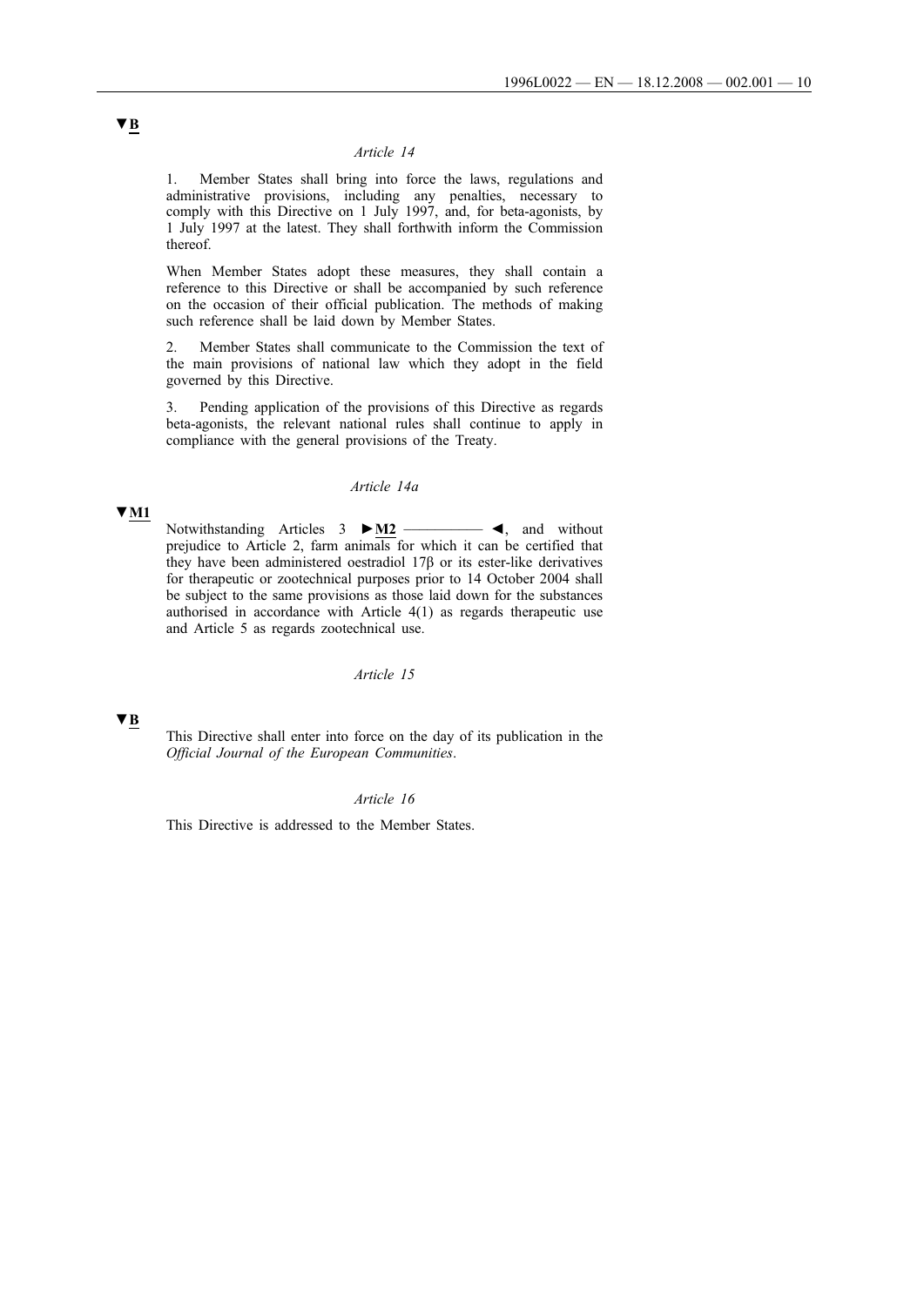▼B

*Article 14*

1. Member States shall bring into force the laws, regulations and administrative provisions, including any penalties, necessary to comply with this Directive on 1 July 1997, and, for beta-agonists, by 1 July 1997 at the latest. They shall forthwith inform the Commission thereof.

When Member States adopt these measures, they shall contain a reference to this Directive or shall be accompanied by such reference on the occasion of their official publication. The methods of making such reference shall be laid down by Member States.

2. Member States shall communicate to the Commission the text of the main provisions of national law which they adopt in the field governed by this Directive.

3. Pending application of the provisions of this Directive as regards beta-agonists, the relevant national rules shall continue to apply in compliance with the general provisions of the Treaty.

*Article 14a*

▼M1

Notwithstanding Articles 3 ►M2 ————— ◄, and without prejudice to Article 2, farm animals for which it can be certified that they have been administered oestradiol 17β or its ester-like derivatives for therapeutic or zootechnical purposes prior to 14 October 2004 shall be subject to the same provisions as those laid down for the substances authorised in accordance with Article 4(1) as regards therapeutic use and Article 5 as regards zootechnical use.

*Article 15*

▼B

This Directive shall enter into force on the day of its publication in the *Official Journal of the European Communities*.

*Article 16*

This Directive is addressed to the Member States.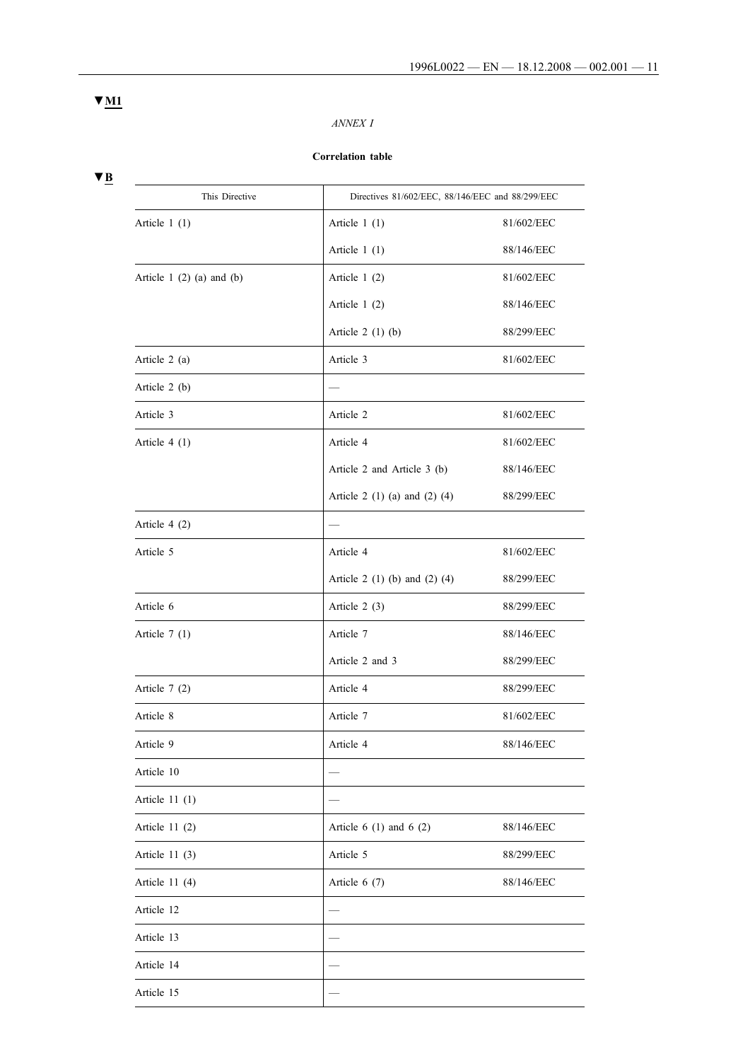▼M1

*ANNEX I*

**Correlation table**

▼B

| This Directive | Directives 81/602/EEC, 88/146/EEC and 88/299/EEC | |
|---|---|---|
| Article 1 (1) | Article 1 (1) | 81/602/EEC |
| | Article 1 (1) | 88/146/EEC |
| Article 1 (2) (a) and (b) | Article 1 (2) | 81/602/EEC |
| | Article 1 (2) | 88/146/EEC |
| | Article 2 (1) (b) | 88/299/EEC |
| Article 2 (a) | Article 3 | 81/602/EEC |
| Article 2 (b) | — | |
| Article 3 | Article 2 | 81/602/EEC |
| Article 4 (1) | Article 4 | 81/602/EEC |
| | Article 2 and Article 3 (b) | 88/146/EEC |
| | Article 2 (1) (a) and (2) (4) | 88/299/EEC |
| Article 4 (2) | — | |
| Article 5 | Article 4 | 81/602/EEC |
| | Article 2 (1) (b) and (2) (4) | 88/299/EEC |
| Article 6 | Article 2 (3) | 88/299/EEC |
| Article 7 (1) | Article 7 | 88/146/EEC |
| | Article 2 and 3 | 88/299/EEC |
| Article 7 (2) | Article 4 | 88/299/EEC |
| Article 8 | Article 7 | 81/602/EEC |
| Article 9 | Article 4 | 88/146/EEC |
| Article 10 | — | |
| Article 11 (1) | — | |
| Article 11 (2) | Article 6 (1) and 6 (2) | 88/146/EEC |
| Article 11 (3) | Article 5 | 88/299/EEC |
| Article 11 (4) | Article 6 (7) | 88/146/EEC |
| Article 12 | — | |
| Article 13 | — | |
| Article 14 | — | |
| Article 15 | — | |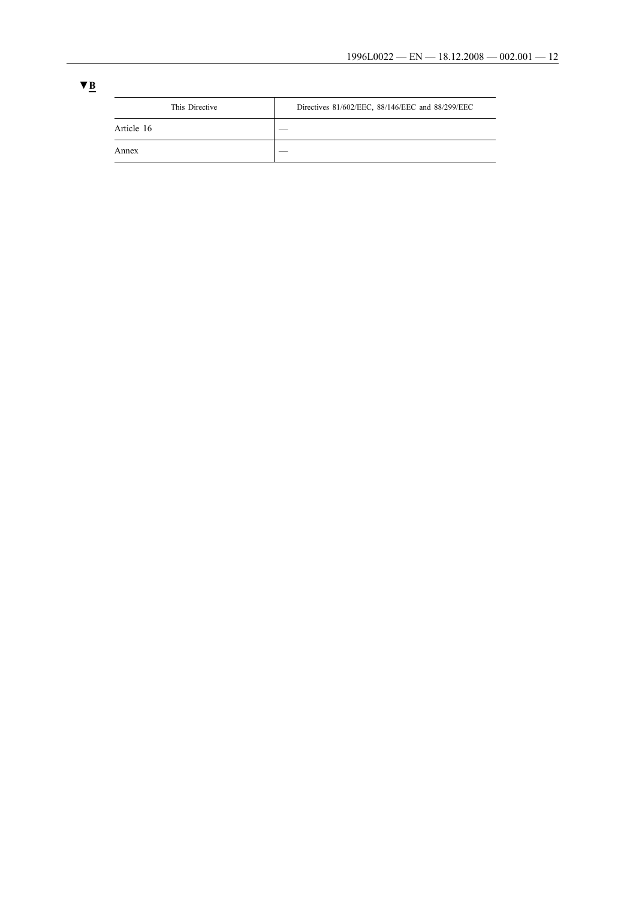▼B

| This Directive | Directives 81/602/EEC, 88/146/EEC and 88/299/EEC |
| --- | --- |
| Article 16 | — |
| Annex | — |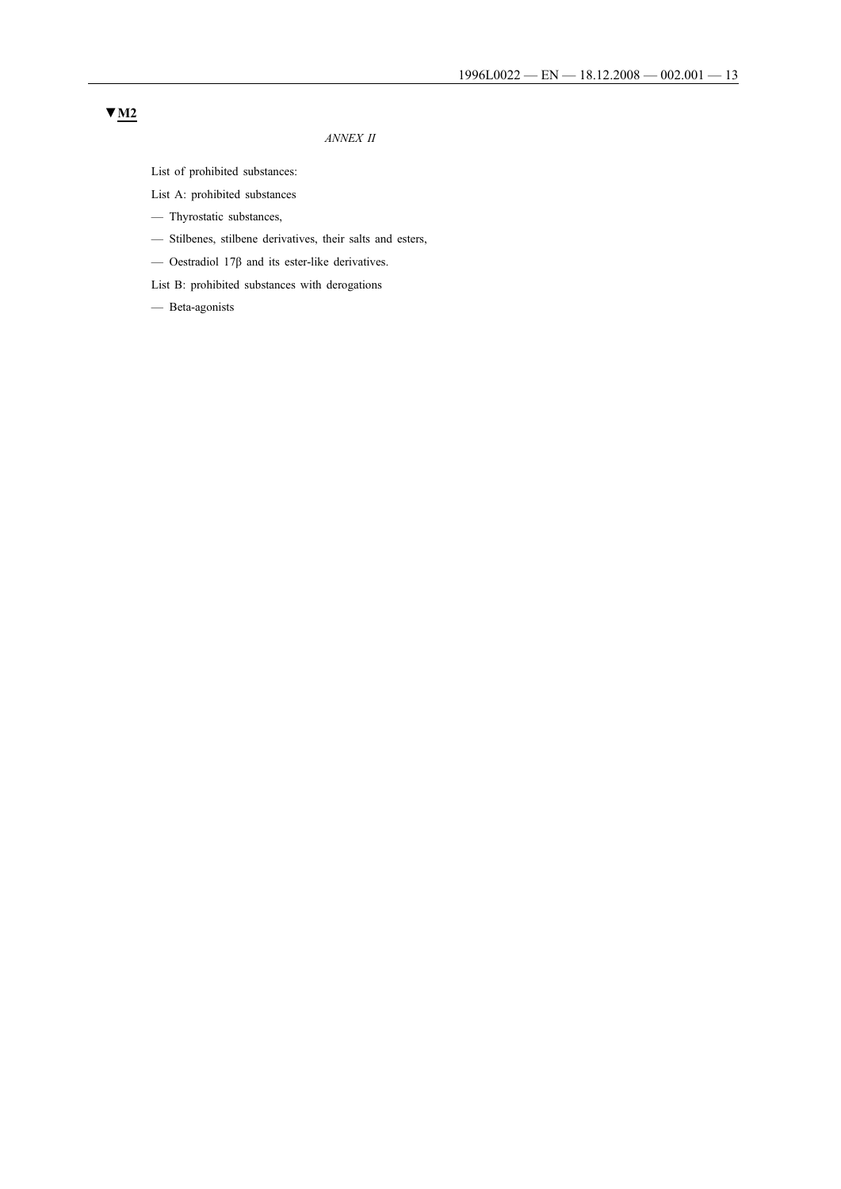▼M2

*ANNEX II*

List of prohibited substances:

List A: prohibited substances

— Thyrostatic substances,

— Stilbenes, stilbene derivatives, their salts and esters,

— Oestradiol 17β and its ester-like derivatives.

List B: prohibited substances with derogations

— Beta-agonists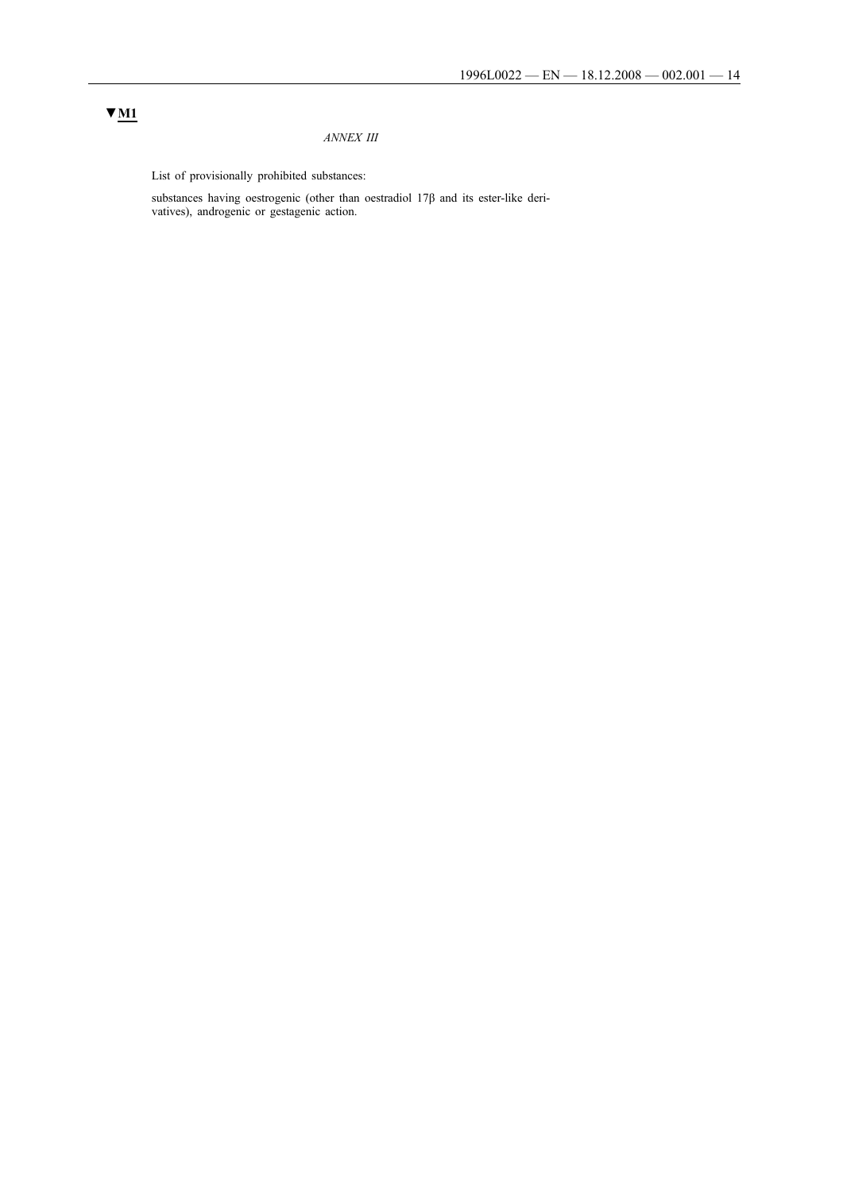▼M1

*ANNEX III*

List of provisionally prohibited substances:

substances having oestrogenic (other than oestradiol 17β and its ester-like derivatives), androgenic or gestagenic action.